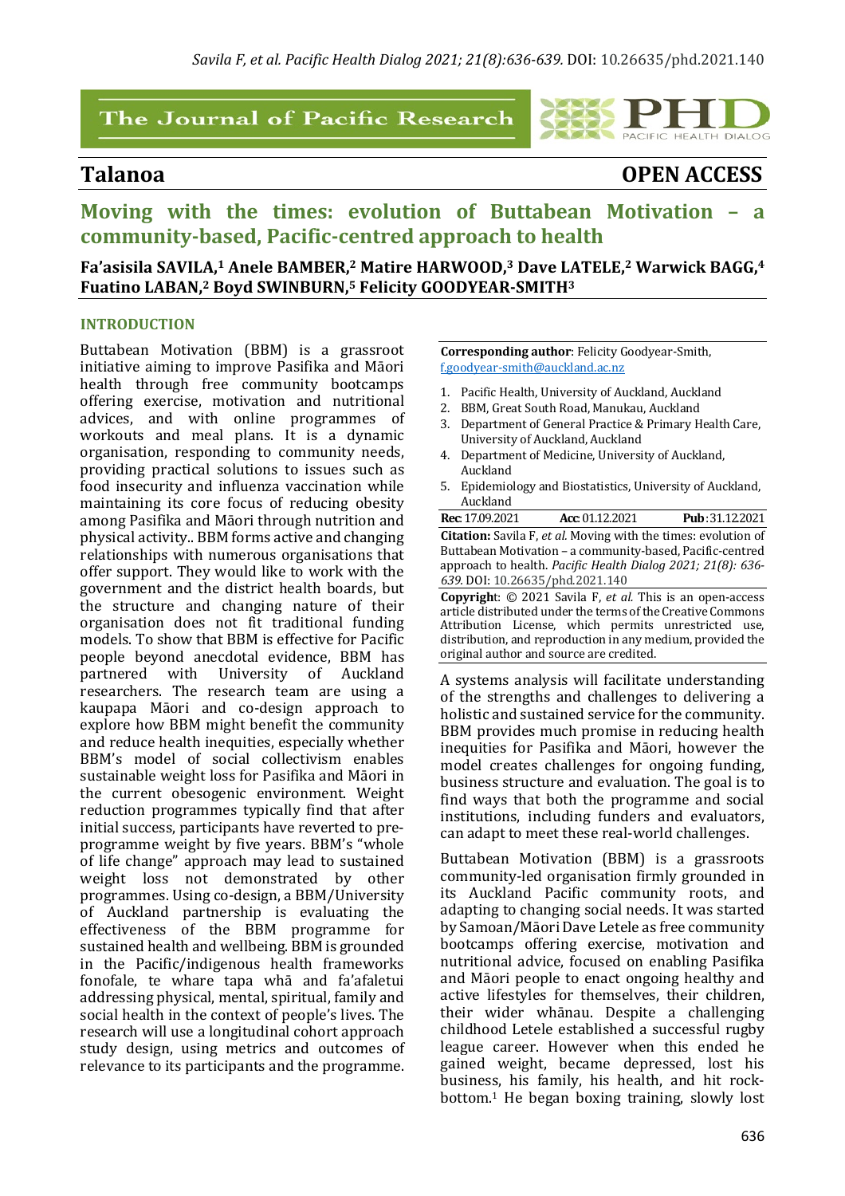**The Journal of Pacific Research**

**Talanoa** | **OPEN ACCESS**

# Moving with the times: evolution of Buttabean Motivation – a community-based, Pacific-centred approach to health

**Fa'asisila SAVILA,[1] Anele BAMBER,[2] Matire HARWOOD,[3] Dave LATELE,[2] Warwick BAGG,[4] Fuatino LABAN,[2] Boyd SWINBURN,[5] Felicity GOODYEAR-SMITH[3]**

## INTRODUCTION

Buttabean Motivation (BBM) is a grassroot initiative aiming to improve Pasifika and Māori health through free community bootcamps offering exercise, motivation and nutritional advices, and with online programmes of workouts and meal plans. It is a dynamic organisation, responding to community needs, providing practical solutions to issues such as food insecurity and influenza vaccination while maintaining its core focus of reducing obesity among Pasifika and Māori through nutrition and physical activity.. BBM forms active and changing relationships with numerous organisations that offer support. They would like to work with the government and the district health boards, but the structure and changing nature of their organisation does not fit traditional funding models. To show that BBM is effective for Pacific people beyond anecdotal evidence, BBM has partnered with University of Auckland researchers. The research team are using a kaupapa Māori and co-design approach to explore how BBM might benefit the community and reduce health inequities, especially whether BBM's model of social collectivism enables sustainable weight loss for Pasifika and Māori in the current obesogenic environment. Weight reduction programmes typically find that after initial success, participants have reverted to pre-programme weight by five years. BBM's "whole of life change" approach may lead to sustained weight loss not demonstrated by other programmes. Using co-design, a BBM/University of Auckland partnership is evaluating the effectiveness of the BBM programme for sustained health and wellbeing. BBM is grounded in the Pacific/indigenous health frameworks fonofale, te whare tapa whā and fa'afaletui addressing physical, mental, spiritual, family and social health in the context of people's lives. The research will use a longitudinal cohort approach study design, using metrics and outcomes of relevance to its participants and the programme.

**Corresponding author**: Felicity Goodyear-Smith, f.goodyear-smith@auckland.ac.nz

1. Pacific Health, University of Auckland, Auckland
2. BBM, Great South Road, Manukau, Auckland
3. Department of General Practice & Primary Health Care, University of Auckland, Auckland
4. Department of Medicine, University of Auckland, Auckland
5. Epidemiology and Biostatistics, University of Auckland, Auckland

**Rec**: 17.09.2021 **Acc**: 01.12.2021 **Pub**: 31.12.2021

**Citation:** Savila F, *et al.* Moving with the times: evolution of Buttabean Motivation – a community-based, Pacific-centred approach to health. *Pacific Health Dialog 2021; 21(8): 636-639.* DOI: 10.26635/phd.2021.140

**Copyright**: © 2021 Savila F, *et al.* This is an open-access article distributed under the terms of the Creative Commons Attribution License, which permits unrestricted use, distribution, and reproduction in any medium, provided the original author and source are credited.

A systems analysis will facilitate understanding of the strengths and challenges to delivering a holistic and sustained service for the community. BBM provides much promise in reducing health inequities for Pasifika and Māori, however the model creates challenges for ongoing funding, business structure and evaluation. The goal is to find ways that both the programme and social institutions, including funders and evaluators, can adapt to meet these real-world challenges.

Buttabean Motivation (BBM) is a grassroots community-led organisation firmly grounded in its Auckland Pacific community roots, and adapting to changing social needs. It was started by Samoan/Māori Dave Letele as free community bootcamps offering exercise, motivation and nutritional advice, focused on enabling Pasifika and Māori people to enact ongoing healthy and active lifestyles for themselves, their children, their wider whānau. Despite a challenging childhood Letele established a successful rugby league career. However when this ended he gained weight, became depressed, lost his business, his family, his health, and hit rock-bottom.[1] He began boxing training, slowly lost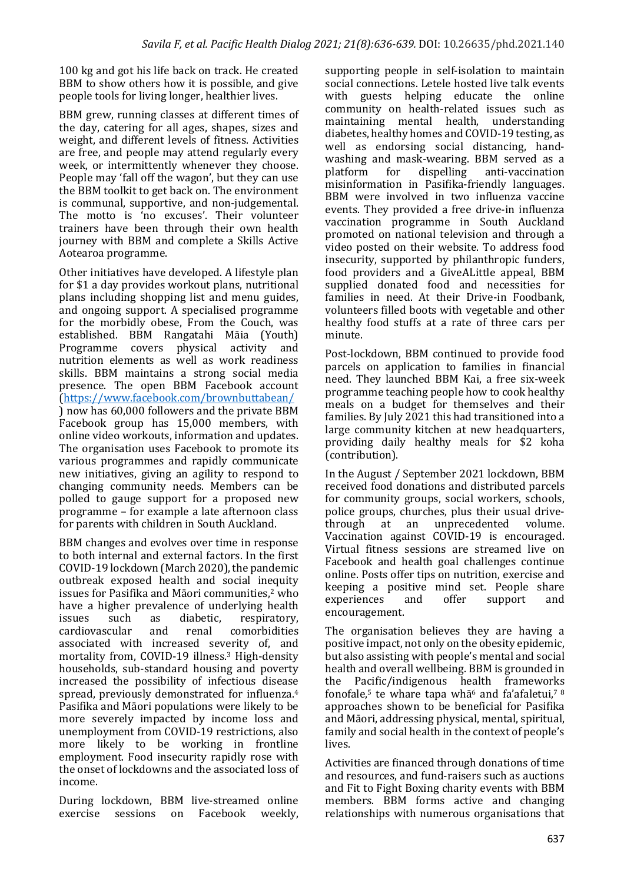100 kg and got his life back on track. He created BBM to show others how it is possible, and give people tools for living longer, healthier lives.

BBM grew, running classes at different times of the day, catering for all ages, shapes, sizes and weight, and different levels of fitness. Activities are free, and people may attend regularly every week, or intermittently whenever they choose. People may 'fall off the wagon', but they can use the BBM toolkit to get back on. The environment is communal, supportive, and non-judgemental. The motto is 'no excuses'. Their volunteer trainers have been through their own health journey with BBM and complete a Skills Active Aotearoa programme.

Other initiatives have developed. A lifestyle plan for $1 a day provides workout plans, nutritional plans including shopping list and menu guides, and ongoing support. A specialised programme for the morbidly obese, From the Couch, was established. BBM Rangatahi Māia (Youth) Programme covers physical activity and nutrition elements as well as work readiness skills. BBM maintains a strong social media presence. The open BBM Facebook account (https://www.facebook.com/brownbuttabean/) now has 60,000 followers and the private BBM Facebook group has 15,000 members, with online video workouts, information and updates. The organisation uses Facebook to promote its various programmes and rapidly communicate new initiatives, giving an agility to respond to changing community needs. Members can be polled to gauge support for a proposed new programme – for example a late afternoon class for parents with children in South Auckland.

BBM changes and evolves over time in response to both internal and external factors. In the first COVID-19 lockdown (March 2020), the pandemic outbreak exposed health and social inequity issues for Pasifika and Māori communities,[2] who have a higher prevalence of underlying health issues such as diabetic, respiratory, cardiovascular and renal comorbidities associated with increased severity of, and mortality from, COVID-19 illness.[3] High-density households, sub-standard housing and poverty increased the possibility of infectious disease spread, previously demonstrated for influenza.[4] Pasifika and Māori populations were likely to be more severely impacted by income loss and unemployment from COVID-19 restrictions, also more likely to be working in frontline employment. Food insecurity rapidly rose with the onset of lockdowns and the associated loss of income.

During lockdown, BBM live-streamed online exercise sessions on Facebook weekly, supporting people in self-isolation to maintain social connections. Letele hosted live talk events with guests helping educate the online community on health-related issues such as maintaining mental health, understanding diabetes, healthy homes and COVID-19 testing, as well as endorsing social distancing, hand-washing and mask-wearing. BBM served as a platform for dispelling anti-vaccination misinformation in Pasifika-friendly languages. BBM were involved in two influenza vaccine events. They provided a free drive-in influenza vaccination programme in South Auckland promoted on national television and through a video posted on their website. To address food insecurity, supported by philanthropic funders, food providers and a GiveALittle appeal, BBM supplied donated food and necessities for families in need. At their Drive-in Foodbank, volunteers filled boots with vegetable and other healthy food stuffs at a rate of three cars per minute.

Post-lockdown, BBM continued to provide food parcels on application to families in financial need. They launched BBM Kai, a free six-week programme teaching people how to cook healthy meals on a budget for themselves and their families. By July 2021 this had transitioned into a large community kitchen at new headquarters, providing daily healthy meals for $2 koha (contribution).

In the August / September 2021 lockdown, BBM received food donations and distributed parcels for community groups, social workers, schools, police groups, churches, plus their usual drive-through at an unprecedented volume. Vaccination against COVID-19 is encouraged. Virtual fitness sessions are streamed live on Facebook and health goal challenges continue online. Posts offer tips on nutrition, exercise and keeping a positive mind set. People share experiences and offer support and encouragement.

The organisation believes they are having a positive impact, not only on the obesity epidemic, but also assisting with people's mental and social health and overall wellbeing. BBM is grounded in the Pacific/indigenous health frameworks fonofale,[5] te whare tapa whā[6] and fa'afaletui,[7,8] approaches shown to be beneficial for Pasifika and Māori, addressing physical, mental, spiritual, family and social health in the context of people's lives.

Activities are financed through donations of time and resources, and fund-raisers such as auctions and Fit to Fight Boxing charity events with BBM members. BBM forms active and changing relationships with numerous organisations that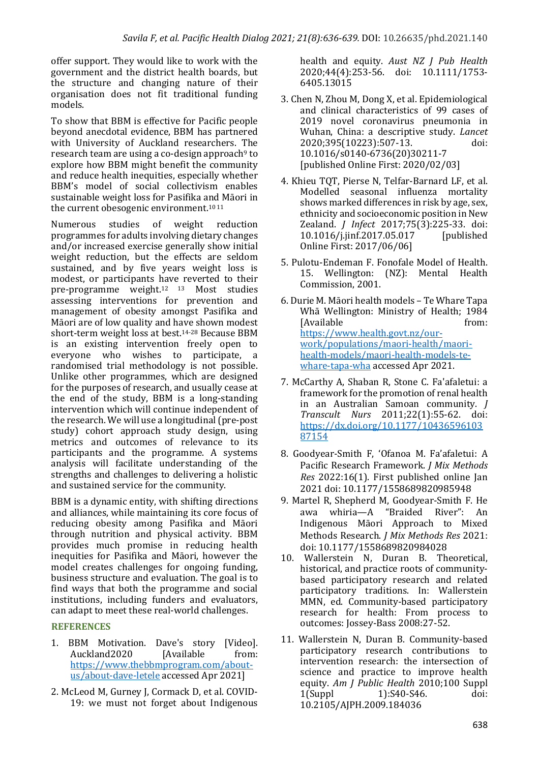offer support. They would like to work with the government and the district health boards, but the structure and changing nature of their organisation does not fit traditional funding models.

To show that BBM is effective for Pacific people beyond anecdotal evidence, BBM has partnered with University of Auckland researchers. The research team are using a co-design approach[9] to explore how BBM might benefit the community and reduce health inequities, especially whether BBM's model of social collectivism enables sustainable weight loss for Pasifika and Māori in the current obesogenic environment.[10 11]

Numerous studies of weight reduction programmes for adults involving dietary changes and/or increased exercise generally show initial weight reduction, but the effects are seldom sustained, and by five years weight loss is modest, or participants have reverted to their pre-programme weight.[12 13] Most studies assessing interventions for prevention and management of obesity amongst Pasifika and Māori are of low quality and have shown modest short-term weight loss at best.[14-28] Because BBM is an existing intervention freely open to everyone who wishes to participate, a randomised trial methodology is not possible. Unlike other programmes, which are designed for the purposes of research, and usually cease at the end of the study, BBM is a long-standing intervention which will continue independent of the research. We will use a longitudinal (pre-post study) cohort approach study design, using metrics and outcomes of relevance to its participants and the programme. A systems analysis will facilitate understanding of the strengths and challenges to delivering a holistic and sustained service for the community.

BBM is a dynamic entity, with shifting directions and alliances, while maintaining its core focus of reducing obesity among Pasifika and Māori through nutrition and physical activity. BBM provides much promise in reducing health inequities for Pasifika and Māori, however the model creates challenges for ongoing funding, business structure and evaluation. The goal is to find ways that both the programme and social institutions, including funders and evaluators, can adapt to meet these real-world challenges.

## REFERENCES

1. BBM Motivation. Dave's story [Video]. Auckland2020 [Available from: https://www.thebbmprogram.com/about-us/about-dave-letele accessed Apr 2021]
2. McLeod M, Gurney J, Cormack D, et al. COVID-19: we must not forget about Indigenous health and equity. *Aust NZ J Pub Health* 2020;44(4):253-56. doi: 10.1111/1753-6405.13015
3. Chen N, Zhou M, Dong X, et al. Epidemiological and clinical characteristics of 99 cases of 2019 novel coronavirus pneumonia in Wuhan, China: a descriptive study. *Lancet* 2020;395(10223):507-13. doi: 10.1016/s0140-6736(20)30211-7 [published Online First: 2020/02/03]
4. Khieu TQT, Pierse N, Telfar-Barnard LF, et al. Modelled seasonal influenza mortality shows marked differences in risk by age, sex, ethnicity and socioeconomic position in New Zealand. *J Infect* 2017;75(3):225-33. doi: 10.1016/j.jinf.2017.05.017 [published Online First: 2017/06/06]
5. Pulotu-Endeman F. Fonofale Model of Health. 15. Wellington: (NZ): Mental Health Commission, 2001.
6. Durie M. Māori health models – Te Whare Tapa Whā Wellington: Ministry of Health; 1984 [Available from: https://www.health.govt.nz/our-work/populations/maori-health/maori-health-models/maori-health-models-te-whare-tapa-wha accessed Apr 2021.
7. McCarthy A, Shaban R, Stone C. Fa'afaletui: a framework for the promotion of renal health in an Australian Samoan community. *J Transcult Nurs* 2011;22(1):55-62. doi: https://dx.doi.org/10.1177/1043659610387154
8. Goodyear-Smith F, 'Ofanoa M. Fa'afaletui: A Pacific Research Framework. *J Mix Methods Res* 2022:16(1). First published online Jan 2021 doi: 10.1177/1558689820985948
9. Martel R, Shepherd M, Goodyear-Smith F. He awa whiria—A "Braided River": An Indigenous Māori Approach to Mixed Methods Research. *J Mix Methods Res* 2021: doi: 10.1177/1558689820984028
10. Wallerstein N, Duran B. Theoretical, historical, and practice roots of community-based participatory research and related participatory traditions. In: Wallerstein MMN, ed. Community-based participatory research for health: From process to outcomes: Jossey-Bass 2008:27-52.
11. Wallerstein N, Duran B. Community-based participatory research contributions to intervention research: the intersection of science and practice to improve health equity. *Am J Public Health* 2010;100 Suppl 1(Suppl 1):S40-S46. doi: 10.2105/AJPH.2009.184036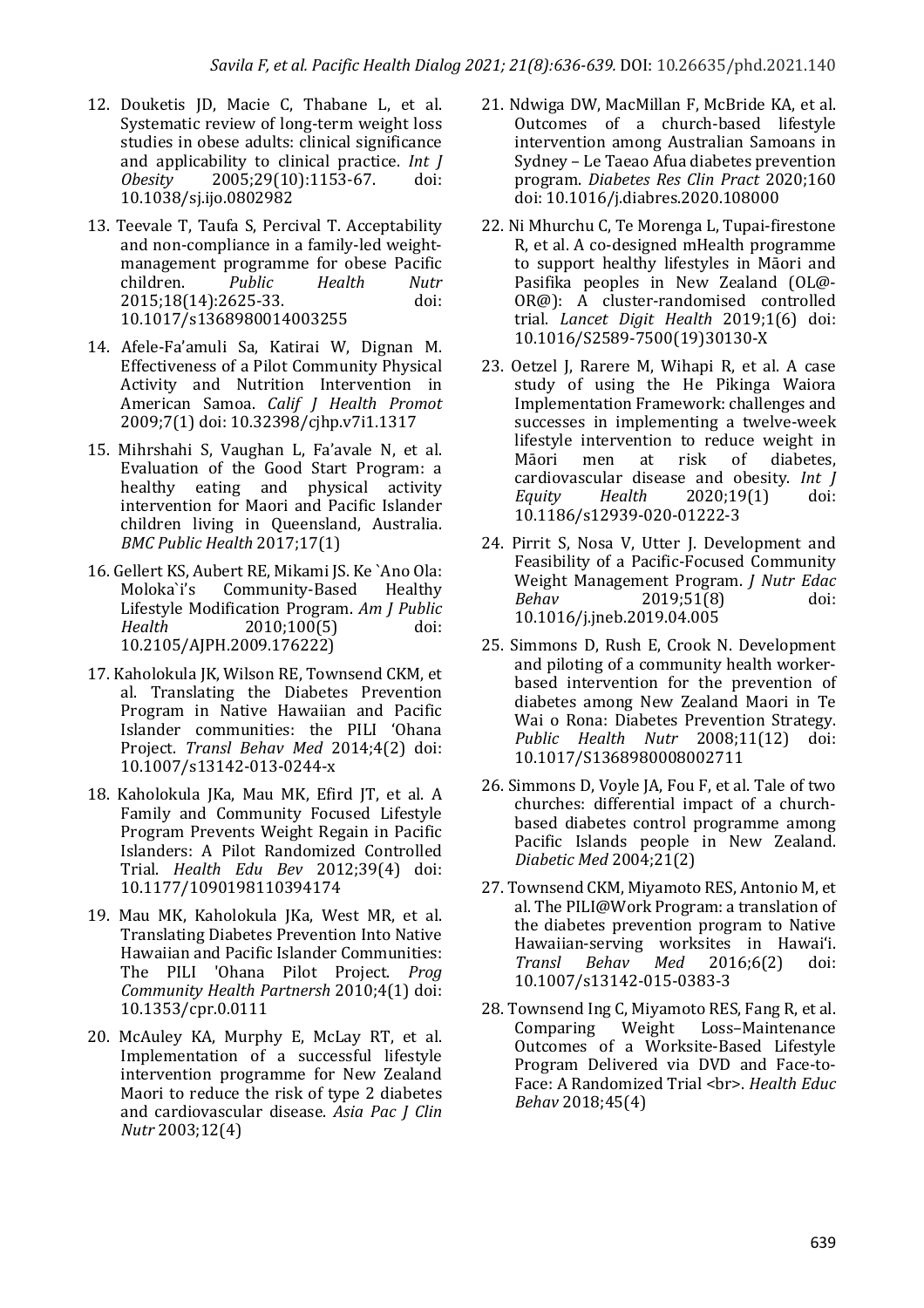12. Douketis JD, Macie C, Thabane L, et al. Systematic review of long-term weight loss studies in obese adults: clinical significance and applicability to clinical practice. *Int J Obesity* 2005;29(10):1153-67. doi: 10.1038/sj.ijo.0802982

13. Teevale T, Taufa S, Percival T. Acceptability and non-compliance in a family-led weight-management programme for obese Pacific children. *Public Health Nutr* 2015;18(14):2625-33. doi: 10.1017/s1368980014003255

14. Afele-Fa'amuli Sa, Katirai W, Dignan M. Effectiveness of a Pilot Community Physical Activity and Nutrition Intervention in American Samoa. *Calif J Health Promot* 2009;7(1) doi: 10.32398/cjhp.v7i1.1317

15. Mihrshahi S, Vaughan L, Fa'avale N, et al. Evaluation of the Good Start Program: a healthy eating and physical activity intervention for Maori and Pacific Islander children living in Queensland, Australia. *BMC Public Health* 2017;17(1)

16. Gellert KS, Aubert RE, Mikami JS. Ke `Ano Ola: Moloka`i's Community-Based Healthy Lifestyle Modification Program. *Am J Public Health* 2010;100(5) doi: 10.2105/AJPH.2009.176222)

17. Kaholokula JK, Wilson RE, Townsend CKM, et al. Translating the Diabetes Prevention Program in Native Hawaiian and Pacific Islander communities: the PILI 'Ohana Project. *Transl Behav Med* 2014;4(2) doi: 10.1007/s13142-013-0244-x

18. Kaholokula JKa, Mau MK, Efird JT, et al. A Family and Community Focused Lifestyle Program Prevents Weight Regain in Pacific Islanders: A Pilot Randomized Controlled Trial. *Health Edu Bev* 2012;39(4) doi: 10.1177/1090198110394174

19. Mau MK, Kaholokula JKa, West MR, et al. Translating Diabetes Prevention Into Native Hawaiian and Pacific Islander Communities: The PILI 'Ohana Pilot Project. *Prog Community Health Partnersh* 2010;4(1) doi: 10.1353/cpr.0.0111

20. McAuley KA, Murphy E, McLay RT, et al. Implementation of a successful lifestyle intervention programme for New Zealand Maori to reduce the risk of type 2 diabetes and cardiovascular disease. *Asia Pac J Clin Nutr* 2003;12(4)

21. Ndwiga DW, MacMillan F, McBride KA, et al. Outcomes of a church-based lifestyle intervention among Australian Samoans in Sydney – Le Taeao Afua diabetes prevention program. *Diabetes Res Clin Pract* 2020;160 doi: 10.1016/j.diabres.2020.108000

22. Ni Mhurchu C, Te Morenga L, Tupai-firestone R, et al. A co-designed mHealth programme to support healthy lifestyles in Māori and Pasifika peoples in New Zealand (OL@-OR@): A cluster-randomised controlled trial. *Lancet Digit Health* 2019;1(6) doi: 10.1016/S2589-7500(19)30130-X

23. Oetzel J, Rarere M, Wihapi R, et al. A case study of using the He Pikinga Waiora Implementation Framework: challenges and successes in implementing a twelve-week lifestyle intervention to reduce weight in Māori men at risk of diabetes, cardiovascular disease and obesity. *Int J Equity Health* 2020;19(1) doi: 10.1186/s12939-020-01222-3

24. Pirrit S, Nosa V, Utter J. Development and Feasibility of a Pacific-Focused Community Weight Management Program. *J Nutr Edac Behav* 2019;51(8) doi: 10.1016/j.jneb.2019.04.005

25. Simmons D, Rush E, Crook N. Development and piloting of a community health worker-based intervention for the prevention of diabetes among New Zealand Maori in Te Wai o Rona: Diabetes Prevention Strategy. *Public Health Nutr* 2008;11(12) doi: 10.1017/S1368980008002711

26. Simmons D, Voyle JA, Fou F, et al. Tale of two churches: differential impact of a church-based diabetes control programme among Pacific Islands people in New Zealand. *Diabetic Med* 2004;21(2)

27. Townsend CKM, Miyamoto RES, Antonio M, et al. The PILI@Work Program: a translation of the diabetes prevention program to Native Hawaiian-serving worksites in Hawai'i. *Transl Behav Med* 2016;6(2) doi: 10.1007/s13142-015-0383-3

28. Townsend Ing C, Miyamoto RES, Fang R, et al. Comparing Weight Loss–Maintenance Outcomes of a Worksite-Based Lifestyle Program Delivered via DVD and Face-to-Face: A Randomized Trial <br>. *Health Educ Behav* 2018;45(4)